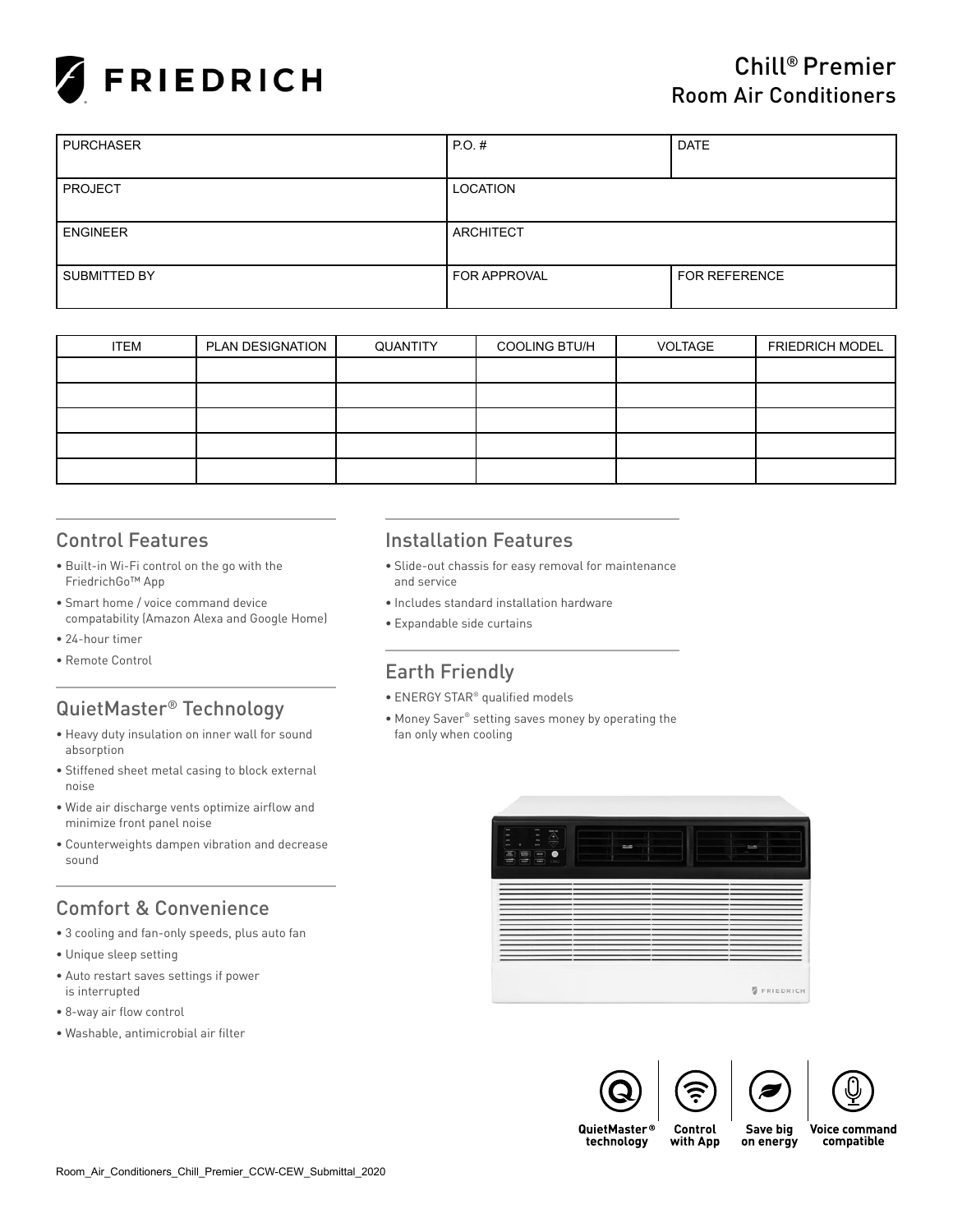# FRIEDRICH

## Chill® Premier Room Air Conditioners

| PURCHASER | P.O. # | DATE |
|---|---|---|
| PROJECT | LOCATION | |
| ENGINEER | ARCHITECT | |
| SUBMITTED BY | FOR APPROVAL | FOR REFERENCE |

| ITEM | PLAN DESIGNATION | QUANTITY | COOLING BTU/H | VOLTAGE | FRIEDRICH MODEL |
|---|---|---|---|---|---|
| | | | | | |
| | | | | | |
| | | | | | |
| | | | | | |
| | | | | | |

## Control Features

- Built-in Wi-Fi control on the go with the FriedrichGo™ App
- Smart home / voice command device compatability (Amazon Alexa and Google Home)
- 24-hour timer
- Remote Control

## QuietMaster® Technology

- Heavy duty insulation on inner wall for sound absorption
- Stiffened sheet metal casing to block external noise
- Wide air discharge vents optimize airflow and minimize front panel noise
- Counterweights dampen vibration and decrease sound

## Comfort & Convenience

- 3 cooling and fan-only speeds, plus auto fan
- Unique sleep setting
- Auto restart saves settings if power is interrupted
- 8-way air flow control
- Washable, antimicrobial air filter

## Installation Features

- Slide-out chassis for easy removal for maintenance and service
- Includes standard installation hardware
- Expandable side curtains

## Earth Friendly

- ENERGY STAR® qualified models
- Money Saver® setting saves money by operating the fan only when cooling

QuietMaster® technology | Control with App | Save big on energy | Voice command compatible

Room_Air_Conditioners_Chill_Premier_CCW-CEW_Submittal_2020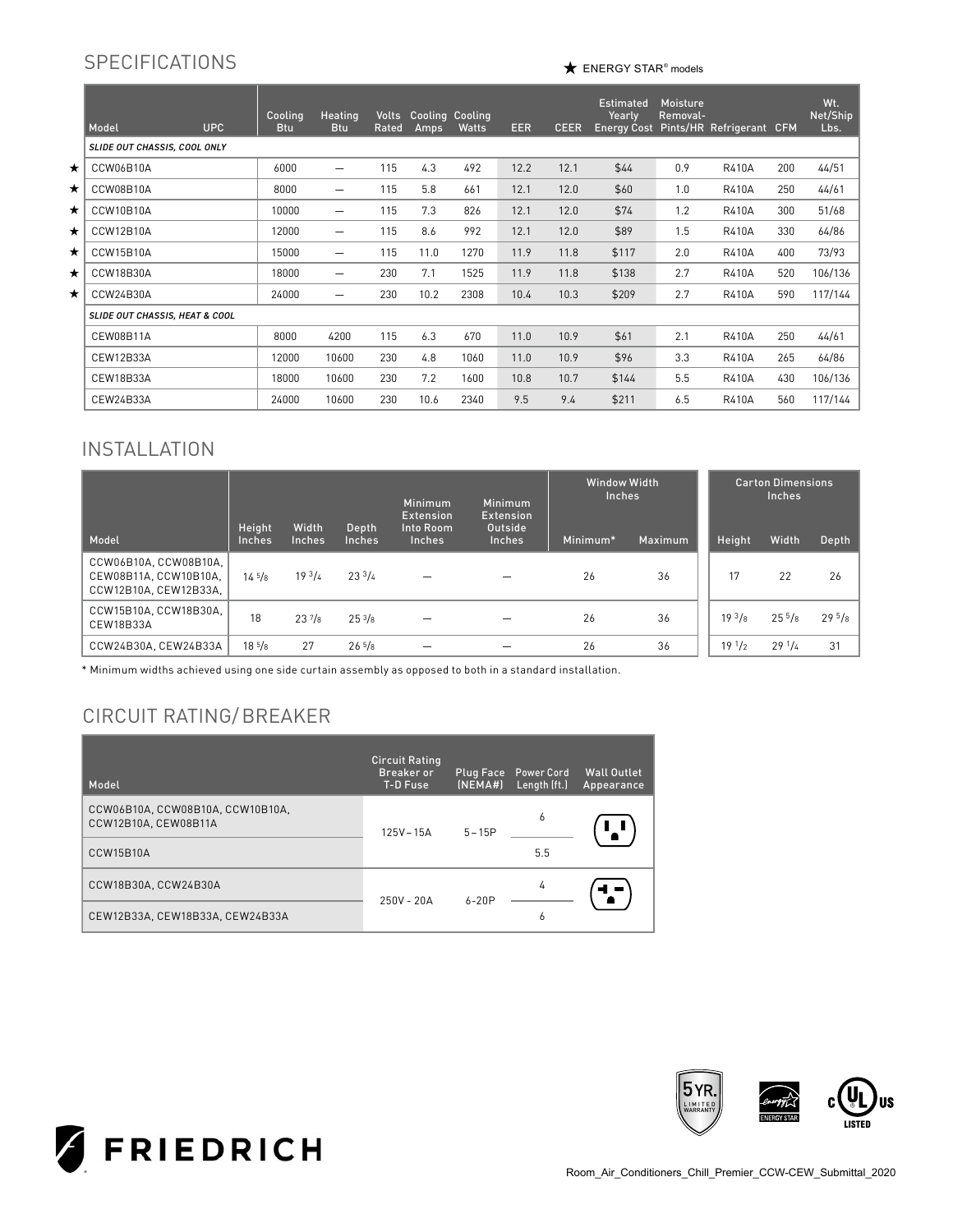## SPECIFICATIONS

★ ENERGY STAR® models

| | Model | UPC | Cooling Btu | Heating Btu | Volts Rated | Cooling Amps | Cooling Watts | EER | CEER | Estimated Yearly Energy Cost | Moisture Removal-Pints/HR | Refrigerant | CFM | Wt. Net/Ship Lbs. |
|---|---|---|---|---|---|---|---|---|---|---|---|---|---|---|
| | *SLIDE OUT CHASSIS, COOL ONLY* | | | | | | | | | | | | | |
| ★ | CCW06B10A | | 6000 | — | 115 | 4.3 | 492 | 12.2 | 12.1 | $44 | 0.9 | R410A | 200 | 44/51 |
| ★ | CCW08B10A | | 8000 | — | 115 | 5.8 | 661 | 12.1 | 12.0 | $60 | 1.0 | R410A | 250 | 44/61 |
| ★ | CCW10B10A | | 10000 | — | 115 | 7.3 | 826 | 12.1 | 12.0 | $74 | 1.2 | R410A | 300 | 51/68 |
| ★ | CCW12B10A | | 12000 | — | 115 | 8.6 | 992 | 12.1 | 12.0 | $89 | 1.5 | R410A | 330 | 64/86 |
| ★ | CCW15B10A | | 15000 | — | 115 | 11.0 | 1270 | 11.9 | 11.8 | $117 | 2.0 | R410A | 400 | 73/93 |
| ★ | CCW18B30A | | 18000 | — | 230 | 7.1 | 1525 | 11.9 | 11.8 | $138 | 2.7 | R410A | 520 | 106/136 |
| ★ | CCW24B30A | | 24000 | — | 230 | 10.2 | 2308 | 10.4 | 10.3 | $209 | 2.7 | R410A | 590 | 117/144 |
| | *SLIDE OUT CHASSIS, HEAT & COOL* | | | | | | | | | | | | | |
| | CEW08B11A | | 8000 | 4200 | 115 | 6.3 | 670 | 11.0 | 10.9 | $61 | 2.1 | R410A | 250 | 44/61 |
| | CEW12B33A | | 12000 | 10600 | 230 | 4.8 | 1060 | 11.0 | 10.9 | $96 | 3.3 | R410A | 265 | 64/86 |
| | CEW18B33A | | 18000 | 10600 | 230 | 7.2 | 1600 | 10.8 | 10.7 | $144 | 5.5 | R410A | 430 | 106/136 |
| | CEW24B33A | | 24000 | 10600 | 230 | 10.6 | 2340 | 9.5 | 9.4 | $211 | 6.5 | R410A | 560 | 117/144 |

## INSTALLATION

| Model | Height Inches | Width Inches | Depth Inches | Minimum Extension Into Room Inches | Minimum Extension Outside Inches | Window Width Inches | | Carton Dimensions Inches | | |
|---|---|---|---|---|---|---|---|---|---|---|
| | | | | | | Minimum* | Maximum | Height | Width | Depth |
| CCW06B10A, CCW08B10A, CEW08B11A, CCW10B10A, CCW12B10A, CEW12B33A, | 14 5/8 | 19 3/4 | 23 3/4 | — | — | 26 | 36 | 17 | 22 | 26 |
| CCW15B10A, CCW18B30A, CEW18B33A | 18 | 23 7/8 | 25 3/8 | — | — | 26 | 36 | 19 3/8 | 25 5/8 | 29 5/8 |
| CCW24B30A, CEW24B33A | 18 5/8 | 27 | 26 5/8 | — | — | 26 | 36 | 19 1/2 | 29 1/4 | 31 |

\* Minimum widths achieved using one side curtain assembly as opposed to both in a standard installation.

## CIRCUIT RATING/BREAKER

| Model | Circuit Rating Breaker or T-D Fuse | Plug Face (NEMA#) | Power Cord Length (ft.) | Wall Outlet Appearance |
|---|---|---|---|---|
| CCW06B10A, CCW08B10A, CCW10B10A, CCW12B10A, CEW08B11A | 125V – 15A | 5 – 15P | 6 | |
| CCW15B10A | | | 5.5 | |
| CCW18B30A, CCW24B30A | 250V - 20A | 6-20P | 4 | |
| CEW12B33A, CEW18B33A, CEW24B33A | | | 6 | |

5YR. LIMITED WARRANTY

ENERGY STAR

c UL US LISTED

FRIEDRICH

Room_Air_Conditioners_Chill_Premier_CCW-CEW_Submittal_2020